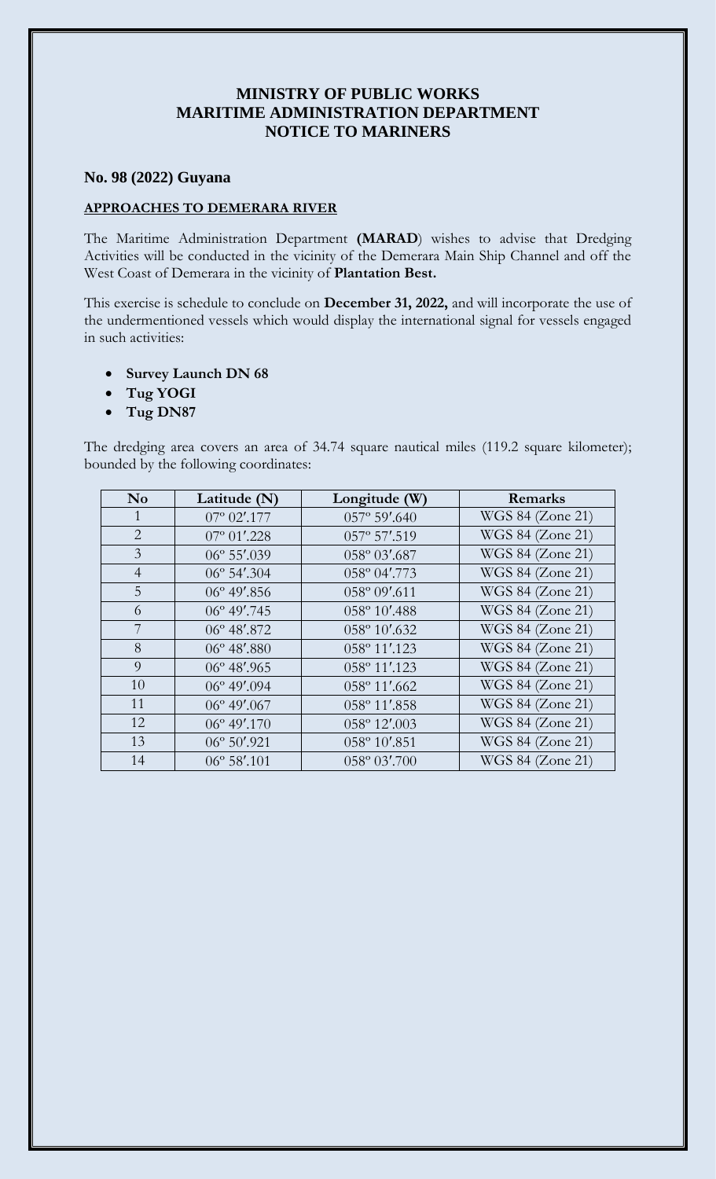# MINISTRY OF PUBLIC WORKS
# MARITIME ADMINISTRATION DEPARTMENT
# NOTICE TO MARINERS

## No. 98 (2022) Guyana

### APPROACHES TO DEMERARA RIVER

The Maritime Administration Department **(MARAD**) wishes to advise that Dredging Activities will be conducted in the vicinity of the Demerara Main Ship Channel and off the West Coast of Demerara in the vicinity of **Plantation Best.**

This exercise is schedule to conclude on **December 31, 2022,** and will incorporate the use of the undermentioned vessels which would display the international signal for vessels engaged in such activities:

- **Survey Launch DN 68**
- **Tug YOGI**
- **Tug DN87**

The dredging area covers an area of 34.74 square nautical miles (119.2 square kilometer); bounded by the following coordinates:

| No | Latitude (N) | Longitude (W) | Remarks |
|---|---|---|---|
| 1 | 07º 02′.177 | 057º 59′.640 | WGS 84 (Zone 21) |
| 2 | 07º 01′.228 | 057º 57′.519 | WGS 84 (Zone 21) |
| 3 | 06º 55′.039 | 058º 03′.687 | WGS 84 (Zone 21) |
| 4 | 06º 54′.304 | 058º 04′.773 | WGS 84 (Zone 21) |
| 5 | 06º 49′.856 | 058º 09′.611 | WGS 84 (Zone 21) |
| 6 | 06º 49′.745 | 058º 10′.488 | WGS 84 (Zone 21) |
| 7 | 06º 48′.872 | 058º 10′.632 | WGS 84 (Zone 21) |
| 8 | 06º 48′.880 | 058º 11′.123 | WGS 84 (Zone 21) |
| 9 | 06º 48′.965 | 058º 11′.123 | WGS 84 (Zone 21) |
| 10 | 06º 49′.094 | 058º 11′.662 | WGS 84 (Zone 21) |
| 11 | 06º 49′.067 | 058º 11′.858 | WGS 84 (Zone 21) |
| 12 | 06º 49′.170 | 058º 12′.003 | WGS 84 (Zone 21) |
| 13 | 06º 50′.921 | 058º 10′.851 | WGS 84 (Zone 21) |
| 14 | 06º 58′.101 | 058º 03′.700 | WGS 84 (Zone 21) |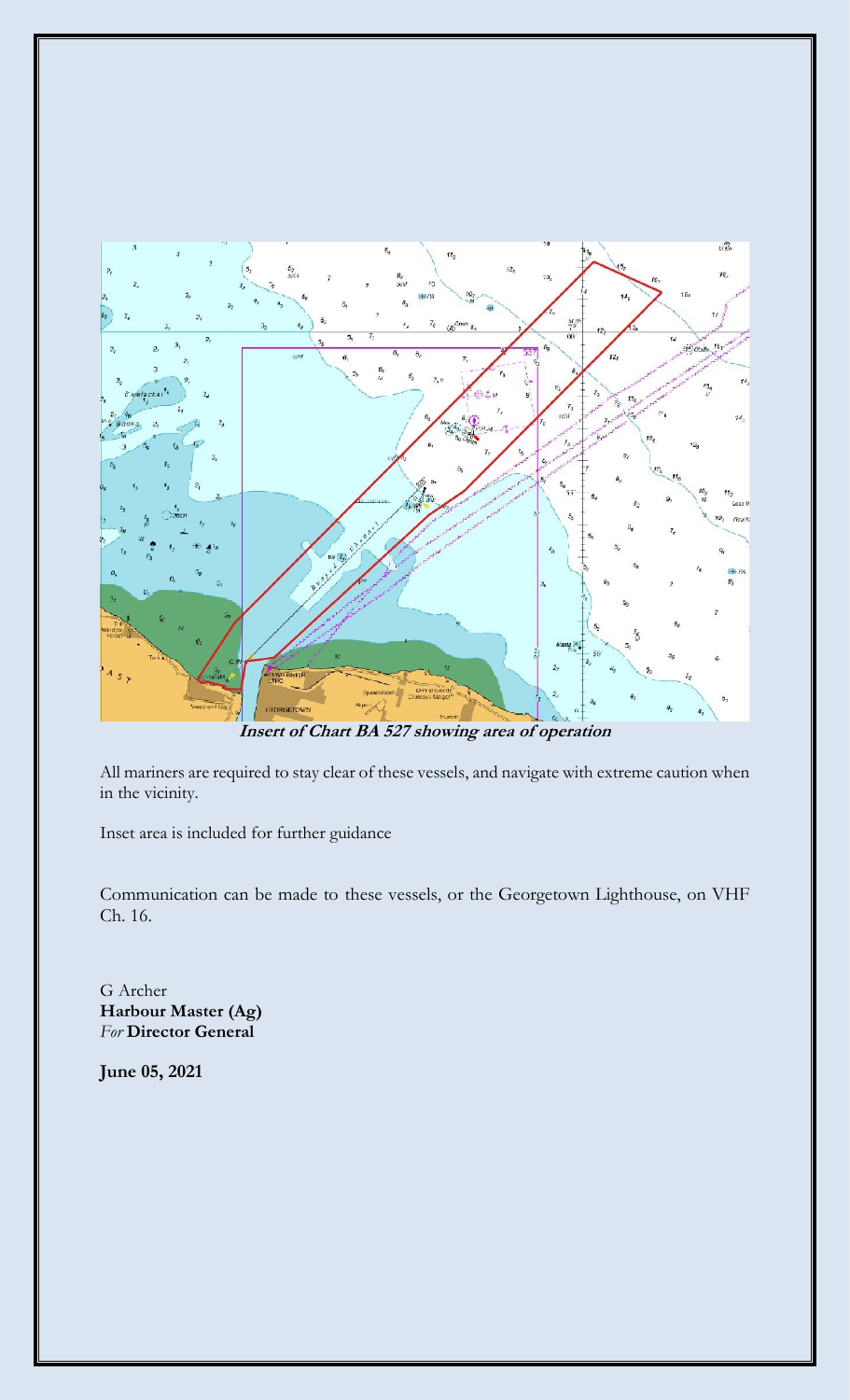**Insert of Chart BA 527 showing area of operation**

All mariners are required to stay clear of these vessels, and navigate with extreme caution when in the vicinity.

Inset area is included for further guidance

Communication can be made to these vessels, or the Georgetown Lighthouse, on VHF Ch. 16.

G Archer
**Harbour Master (Ag)**
*For* **Director General**

**June 05, 2021**